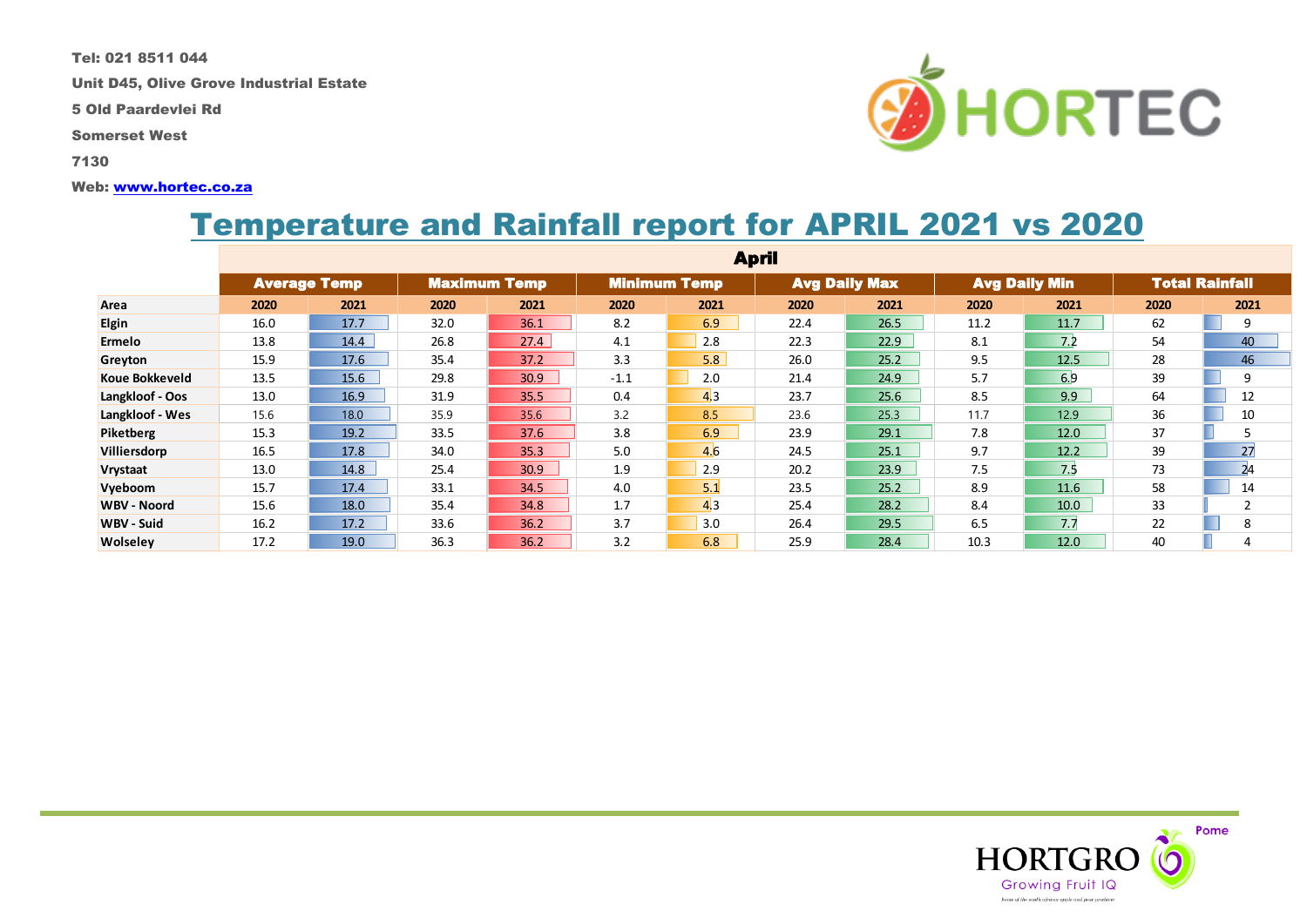Tel: 021 8511 044

Unit D45, Olive Grove Industrial Estate

5 Old Paardevlei Rd

Somerset West

7130

Web: [www.hortec.co.za](http://www.hortec.co.za)

# Temperature and Rainfall report for APRIL 2021 vs 2020

| | April | | | | | | | | | | | |
|---|---|---|---|---|---|---|---|---|---|---|---|---|
| | Average Temp | | Maximum Temp | | Minimum Temp | | Avg Daily Max | | Avg Daily Min | | Total Rainfall | |
| Area | 2020 | 2021 | 2020 | 2021 | 2020 | 2021 | 2020 | 2021 | 2020 | 2021 | 2020 | 2021 |
| Elgin | 16.0 | 17.7 | 32.0 | 36.1 | 8.2 | 6.9 | 22.4 | 26.5 | 11.2 | 11.7 | 62 | 9 |
| Ermelo | 13.8 | 14.4 | 26.8 | 27.4 | 4.1 | 2.8 | 22.3 | 22.9 | 8.1 | 7.2 | 54 | 40 |
| Greyton | 15.9 | 17.6 | 35.4 | 37.2 | 3.3 | 5.8 | 26.0 | 25.2 | 9.5 | 12.5 | 28 | 46 |
| Koue Bokkeveld | 13.5 | 15.6 | 29.8 | 30.9 | -1.1 | 2.0 | 21.4 | 24.9 | 5.7 | 6.9 | 39 | 9 |
| Langkloof - Oos | 13.0 | 16.9 | 31.9 | 35.5 | 0.4 | 4.3 | 23.7 | 25.6 | 8.5 | 9.9 | 64 | 12 |
| Langkloof - Wes | 15.6 | 18.0 | 35.9 | 35.6 | 3.2 | 8.5 | 23.6 | 25.3 | 11.7 | 12.9 | 36 | 10 |
| Piketberg | 15.3 | 19.2 | 33.5 | 37.6 | 3.8 | 6.9 | 23.9 | 29.1 | 7.8 | 12.0 | 37 | 5 |
| Villiersdorp | 16.5 | 17.8 | 34.0 | 35.3 | 5.0 | 4.6 | 24.5 | 25.1 | 9.7 | 12.2 | 39 | 27 |
| Vrystaat | 13.0 | 14.8 | 25.4 | 30.9 | 1.9 | 2.9 | 20.2 | 23.9 | 7.5 | 7.5 | 73 | 24 |
| Vyeboom | 15.7 | 17.4 | 33.1 | 34.5 | 4.0 | 5.1 | 23.5 | 25.2 | 8.9 | 11.6 | 58 | 14 |
| WBV - Noord | 15.6 | 18.0 | 35.4 | 34.8 | 1.7 | 4.3 | 25.4 | 28.2 | 8.4 | 10.0 | 33 | 2 |
| WBV - Suid | 16.2 | 17.2 | 33.6 | 36.2 | 3.7 | 3.0 | 26.4 | 29.5 | 6.5 | 7.7 | 22 | 8 |
| Wolseley | 17.2 | 19.0 | 36.3 | 36.2 | 3.2 | 6.8 | 25.9 | 28.4 | 10.3 | 12.0 | 40 | 4 |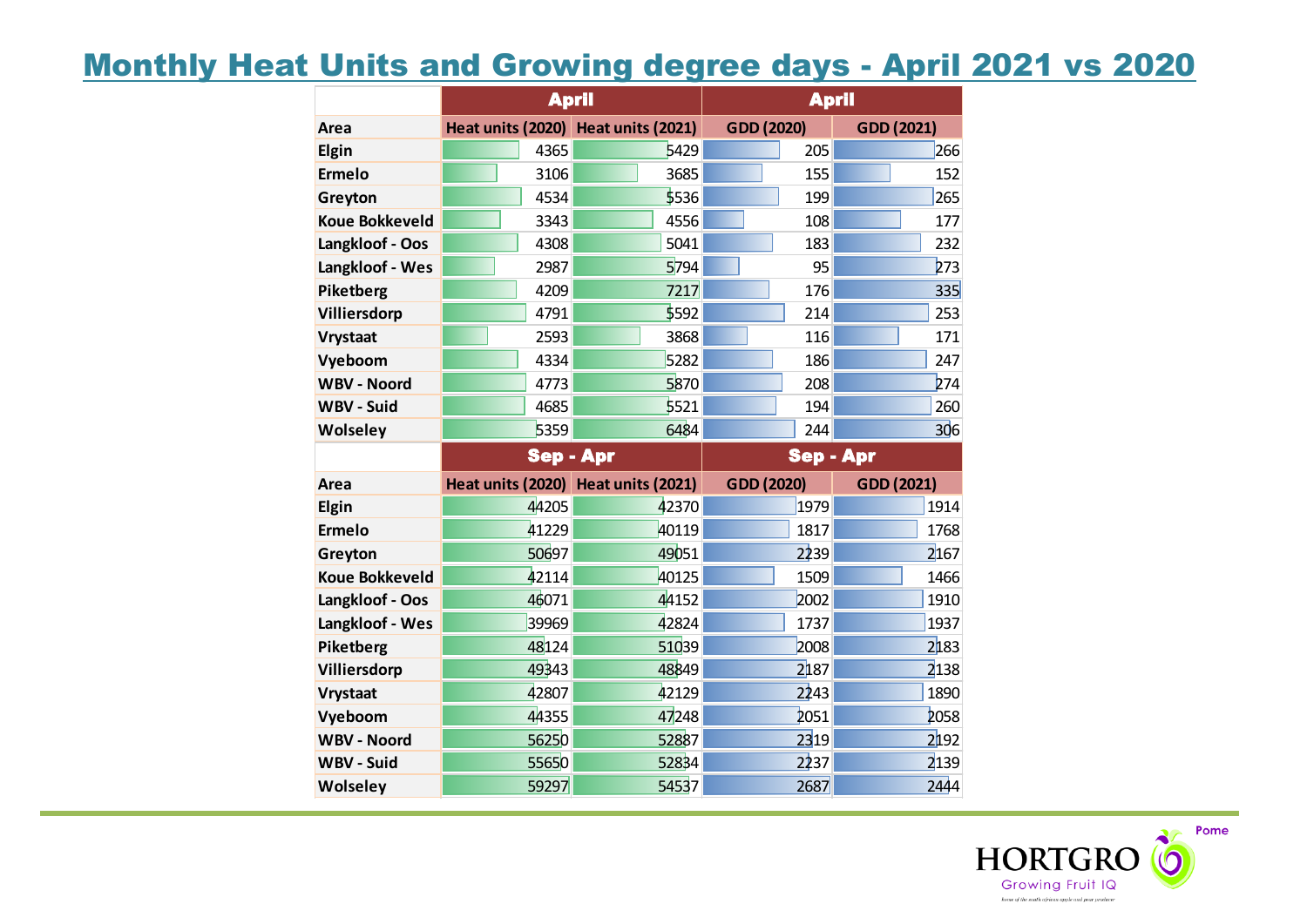# Monthly Heat Units and Growing degree days - April 2021 vs 2020

| | April | | April | |
|---|---|---|---|---|
| Area | Heat units (2020) | Heat units (2021) | GDD (2020) | GDD (2021) |
| Elgin | 4365 | 5429 | 205 | 266 |
| Ermelo | 3106 | 3685 | 155 | 152 |
| Greyton | 4534 | 5536 | 199 | 265 |
| Koue Bokkeveld | 3343 | 4556 | 108 | 177 |
| Langkloof - Oos | 4308 | 5041 | 183 | 232 |
| Langkloof - Wes | 2987 | 5794 | 95 | 273 |
| Piketberg | 4209 | 7217 | 176 | 335 |
| Villiersdorp | 4791 | 5592 | 214 | 253 |
| Vrystaat | 2593 | 3868 | 116 | 171 |
| Vyeboom | 4334 | 5282 | 186 | 247 |
| WBV - Noord | 4773 | 5870 | 208 | 274 |
| WBV - Suid | 4685 | 5521 | 194 | 260 |
| Wolseley | 5359 | 6484 | 244 | 306 |

| | Sep - Apr | | Sep - Apr | |
|---|---|---|---|---|
| Area | Heat units (2020) | Heat units (2021) | GDD (2020) | GDD (2021) |
| Elgin | 44205 | 42370 | 1979 | 1914 |
| Ermelo | 41229 | 40119 | 1817 | 1768 |
| Greyton | 50697 | 49051 | 2239 | 2167 |
| Koue Bokkeveld | 42114 | 40125 | 1509 | 1466 |
| Langkloof - Oos | 46071 | 44152 | 2002 | 1910 |
| Langkloof - Wes | 39969 | 42824 | 1737 | 1937 |
| Piketberg | 48124 | 51039 | 2008 | 2183 |
| Villiersdorp | 49343 | 48849 | 2187 | 2138 |
| Vrystaat | 42807 | 42129 | 2243 | 1890 |
| Vyeboom | 44355 | 47248 | 2051 | 2058 |
| WBV - Noord | 56250 | 52887 | 2319 | 2192 |
| WBV - Suid | 55650 | 52834 | 2237 | 2139 |
| Wolseley | 59297 | 54537 | 2687 | 2444 |

HORTGRO Pome
Growing Fruit IQ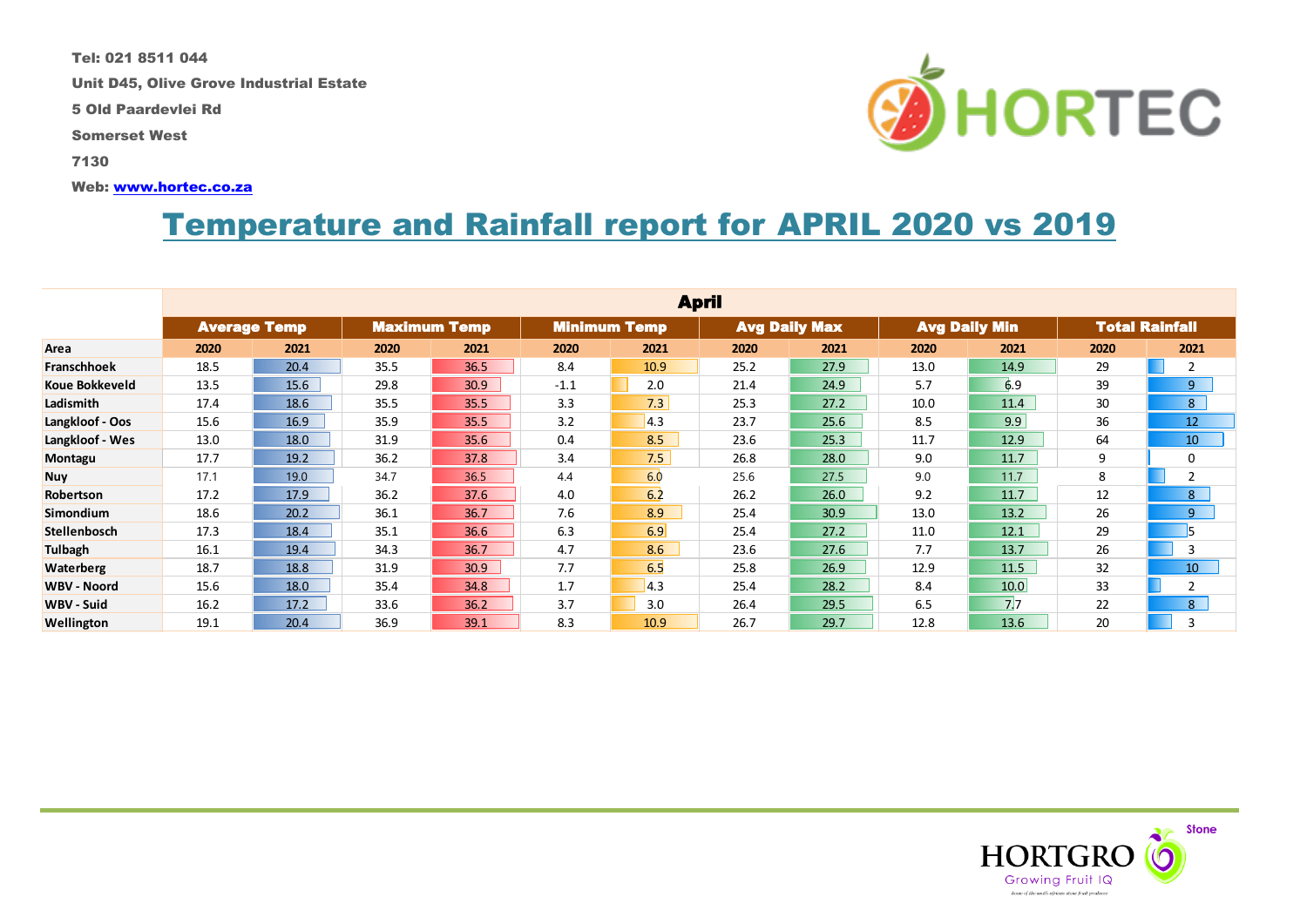Tel: 021 8511 044

Unit D45, Olive Grove Industrial Estate

5 Old Paardevlei Rd

Somerset West

7130

Web: www.hortec.co.za

# Temperature and Rainfall report for APRIL 2020 vs 2019

| | April | | | | | | | | | | | |
|---|---|---|---|---|---|---|---|---|---|---|---|---|
| | Average Temp | | Maximum Temp | | Minimum Temp | | Avg Daily Max | | Avg Daily Min | | Total Rainfall | |
| Area | 2020 | 2021 | 2020 | 2021 | 2020 | 2021 | 2020 | 2021 | 2020 | 2021 | 2020 | 2021 |
| Franschhoek | 18.5 | 20.4 | 35.5 | 36.5 | 8.4 | 10.9 | 25.2 | 27.9 | 13.0 | 14.9 | 29 | 2 |
| Koue Bokkeveld | 13.5 | 15.6 | 29.8 | 30.9 | -1.1 | 2.0 | 21.4 | 24.9 | 5.7 | 6.9 | 39 | 9 |
| Ladismith | 17.4 | 18.6 | 35.5 | 35.5 | 3.3 | 7.3 | 25.3 | 27.2 | 10.0 | 11.4 | 30 | 8 |
| Langkloof - Oos | 15.6 | 16.9 | 35.9 | 35.5 | 3.2 | 4.3 | 23.7 | 25.6 | 8.5 | 9.9 | 36 | 12 |
| Langkloof - Wes | 13.0 | 18.0 | 31.9 | 35.6 | 0.4 | 8.5 | 23.6 | 25.3 | 11.7 | 12.9 | 64 | 10 |
| Montagu | 17.7 | 19.2 | 36.2 | 37.8 | 3.4 | 7.5 | 26.8 | 28.0 | 9.0 | 11.7 | 9 | 0 |
| Nuy | 17.1 | 19.0 | 34.7 | 36.5 | 4.4 | 6.0 | 25.6 | 27.5 | 9.0 | 11.7 | 8 | 2 |
| Robertson | 17.2 | 17.9 | 36.2 | 37.6 | 4.0 | 6.2 | 26.2 | 26.0 | 9.2 | 11.7 | 12 | 8 |
| Simondium | 18.6 | 20.2 | 36.1 | 36.7 | 7.6 | 8.9 | 25.4 | 30.9 | 13.0 | 13.2 | 26 | 9 |
| Stellenbosch | 17.3 | 18.4 | 35.1 | 36.6 | 6.3 | 6.9 | 25.4 | 27.2 | 11.0 | 12.1 | 29 | 5 |
| Tulbagh | 16.1 | 19.4 | 34.3 | 36.7 | 4.7 | 8.6 | 23.6 | 27.6 | 7.7 | 13.7 | 26 | 3 |
| Waterberg | 18.7 | 18.8 | 31.9 | 30.9 | 7.7 | 6.5 | 25.8 | 26.9 | 12.9 | 11.5 | 32 | 10 |
| WBV - Noord | 15.6 | 18.0 | 35.4 | 34.8 | 1.7 | 4.3 | 25.4 | 28.2 | 8.4 | 10.0 | 33 | 2 |
| WBV - Suid | 16.2 | 17.2 | 33.6 | 36.2 | 3.7 | 3.0 | 26.4 | 29.5 | 6.5 | 7.7 | 22 | 8 |
| Wellington | 19.1 | 20.4 | 36.9 | 39.1 | 8.3 | 10.9 | 26.7 | 29.7 | 12.8 | 13.6 | 20 | 3 |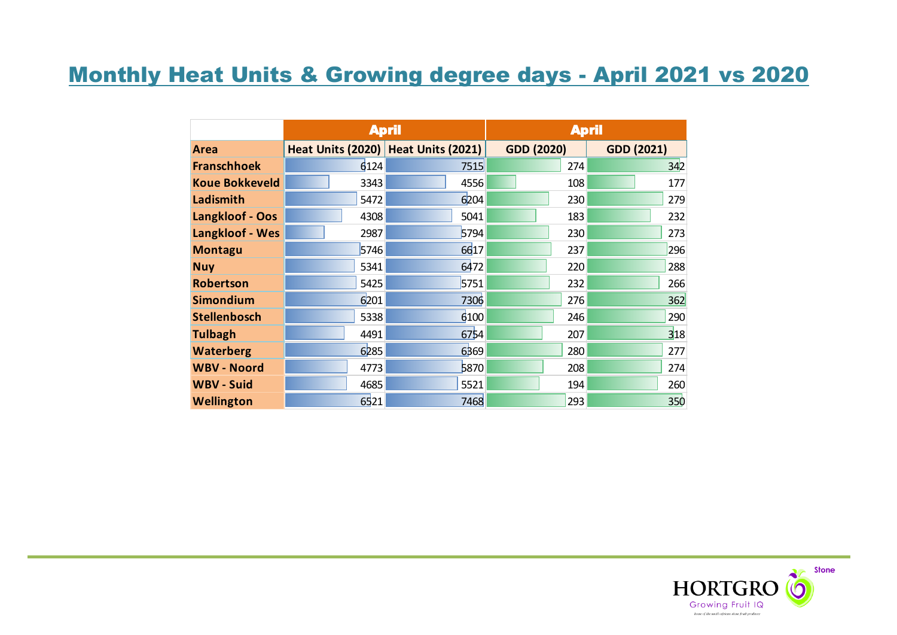# Monthly Heat Units & Growing degree days - April 2021 vs 2020

| | April | | April | |
|---|---|---|---|---|
| **Area** | **Heat Units (2020)** | **Heat Units (2021)** | **GDD (2020)** | **GDD (2021)** |
| **Franschhoek** | 6124 | 7515 | 274 | 342 |
| **Koue Bokkeveld** | 3343 | 4556 | 108 | 177 |
| **Ladismith** | 5472 | 6204 | 230 | 279 |
| **Langkloof - Oos** | 4308 | 5041 | 183 | 232 |
| **Langkloof - Wes** | 2987 | 5794 | 230 | 273 |
| **Montagu** | 5746 | 6617 | 237 | 296 |
| **Nuy** | 5341 | 6472 | 220 | 288 |
| **Robertson** | 5425 | 5751 | 232 | 266 |
| **Simondium** | 6201 | 7306 | 276 | 362 |
| **Stellenbosch** | 5338 | 6100 | 246 | 290 |
| **Tulbagh** | 4491 | 6754 | 207 | 318 |
| **Waterberg** | 6285 | 6369 | 280 | 277 |
| **WBV - Noord** | 4773 | 5870 | 208 | 274 |
| **WBV - Suid** | 4685 | 5521 | 194 | 260 |
| **Wellington** | 6521 | 7468 | 293 | 350 |

HORTGRO Stone
Growing Fruit IQ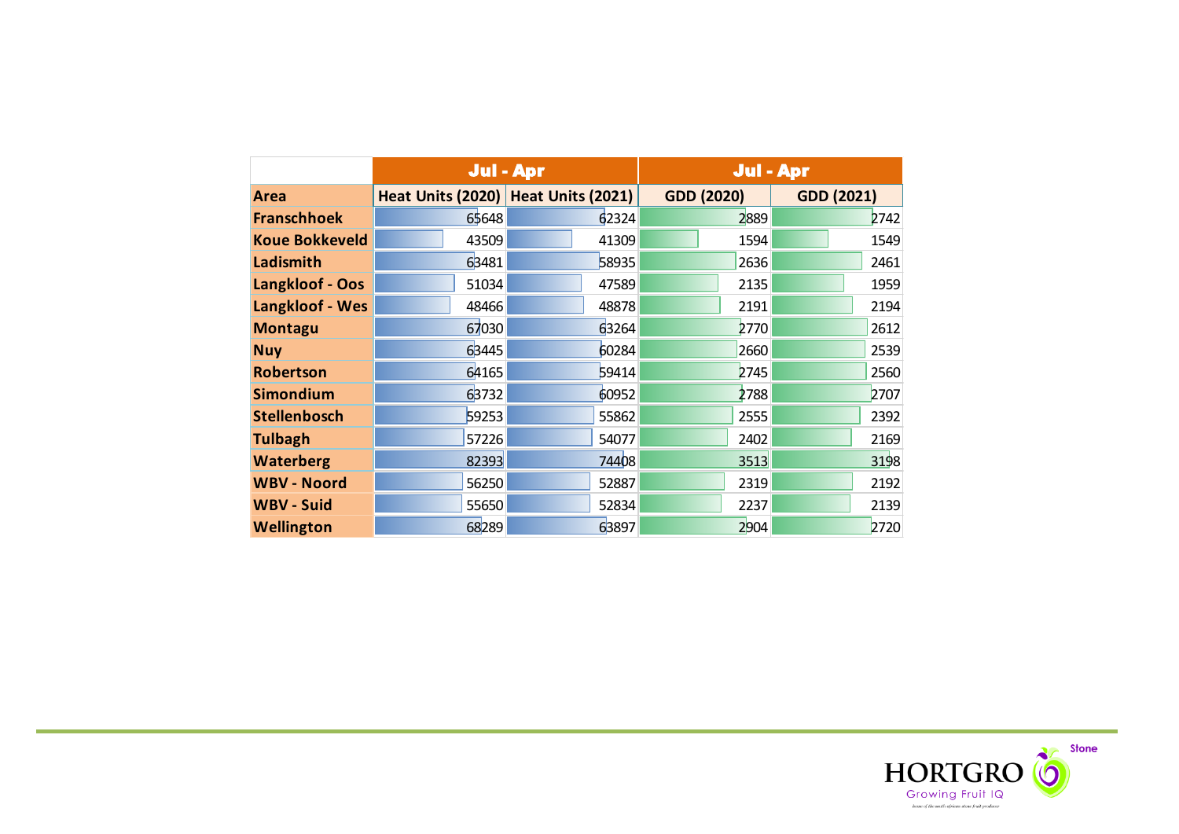| | Jul - Apr | | Jul - Apr | |
|---|---|---|---|---|
| Area | Heat Units (2020) | Heat Units (2021) | GDD (2020) | GDD (2021) |
| Franschhoek | 65648 | 62324 | 2889 | 2742 |
| Koue Bokkeveld | 43509 | 41309 | 1594 | 1549 |
| Ladismith | 63481 | 58935 | 2636 | 2461 |
| Langkloof - Oos | 51034 | 47589 | 2135 | 1959 |
| Langkloof - Wes | 48466 | 48878 | 2191 | 2194 |
| Montagu | 67030 | 63264 | 2770 | 2612 |
| Nuy | 63445 | 60284 | 2660 | 2539 |
| Robertson | 64165 | 59414 | 2745 | 2560 |
| Simondium | 63732 | 60952 | 2788 | 2707 |
| Stellenbosch | 59253 | 55862 | 2555 | 2392 |
| Tulbagh | 57226 | 54077 | 2402 | 2169 |
| Waterberg | 82393 | 74408 | 3513 | 3198 |
| WBV - Noord | 56250 | 52887 | 2319 | 2192 |
| WBV - Suid | 55650 | 52834 | 2237 | 2139 |
| Wellington | 68289 | 63897 | 2904 | 2720 |